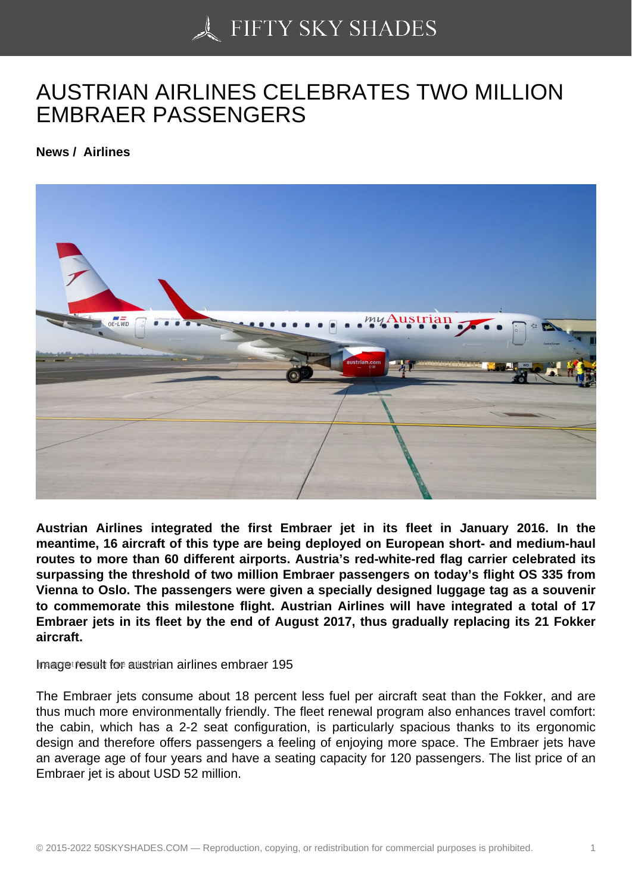# AUSTRIAN AIRLINES CELEBRATES TWO MILLION EMBRAER PASSENGERS

**News / Airlines**

**Austrian Airlines integrated the first Embraer jet in its fleet in January 2016. In the meantime, 16 aircraft of this type are being deployed on European short- and medium-haul routes to more than 60 different airports. Austria's red-white-red flag carrier celebrated its surpassing the threshold of two million Embraer passengers on today's flight OS 335 from Vienna to Oslo. The passengers were given a specially designed luggage tag as a souvenir to commemorate this milestone flight. Austrian Airlines will have integrated a total of 17 Embraer jets in its fleet by the end of August 2017, thus gradually replacing its 21 Fokker aircraft.**

Image result for austrian airlines embraer 195

The Embraer jets consume about 18 percent less fuel per aircraft seat than the Fokker, and are thus much more environmentally friendly. The fleet renewal program also enhances travel comfort: the cabin, which has a 2-2 seat configuration, is particularly spacious thanks to its ergonomic design and therefore offers passengers a feeling of enjoying more space. The Embraer jets have an average age of four years and have a seating capacity for 120 passengers. The list price of an Embraer jet is about USD 52 million.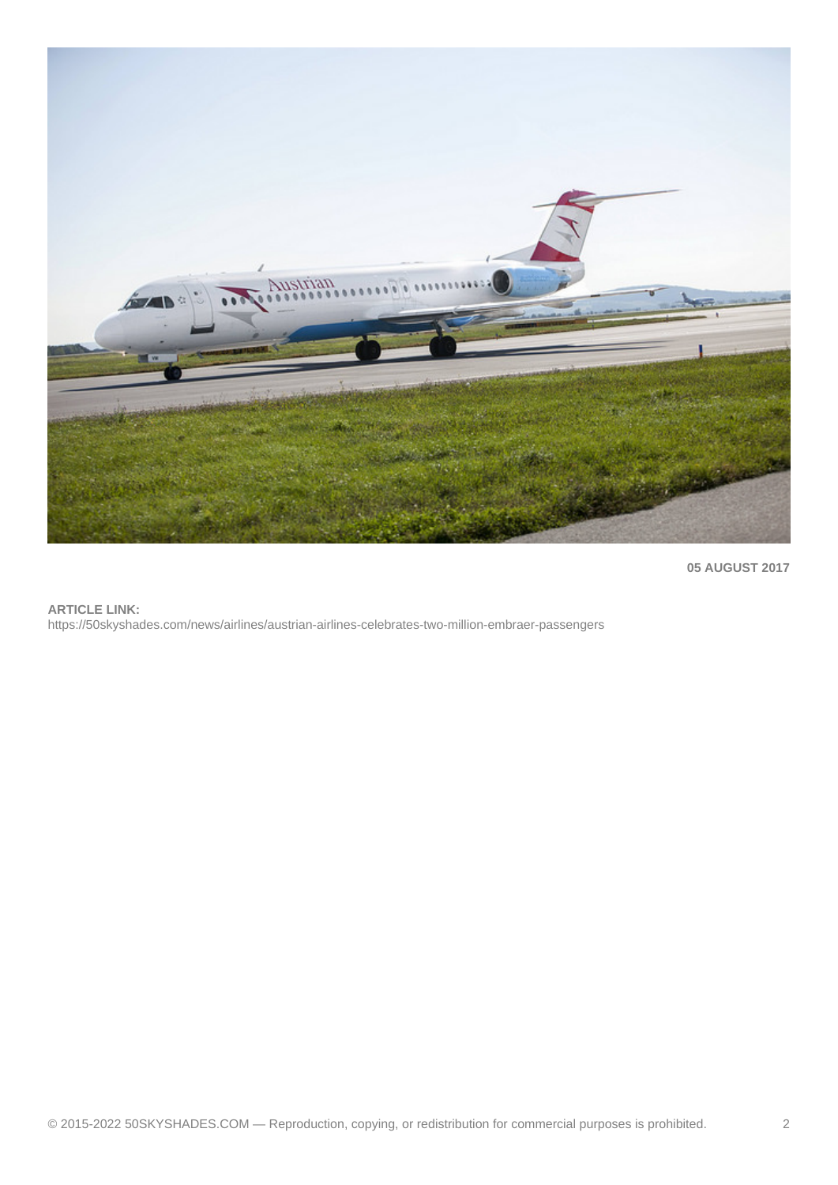**05 AUGUST 2017**

**ARTICLE LINK:**
https://50skyshades.com/news/airlines/austrian-airlines-celebrates-two-million-embraer-passengers

© 2015-2022 50SKYSHADES.COM — Reproduction, copying, or redistribution for commercial purposes is prohibited.